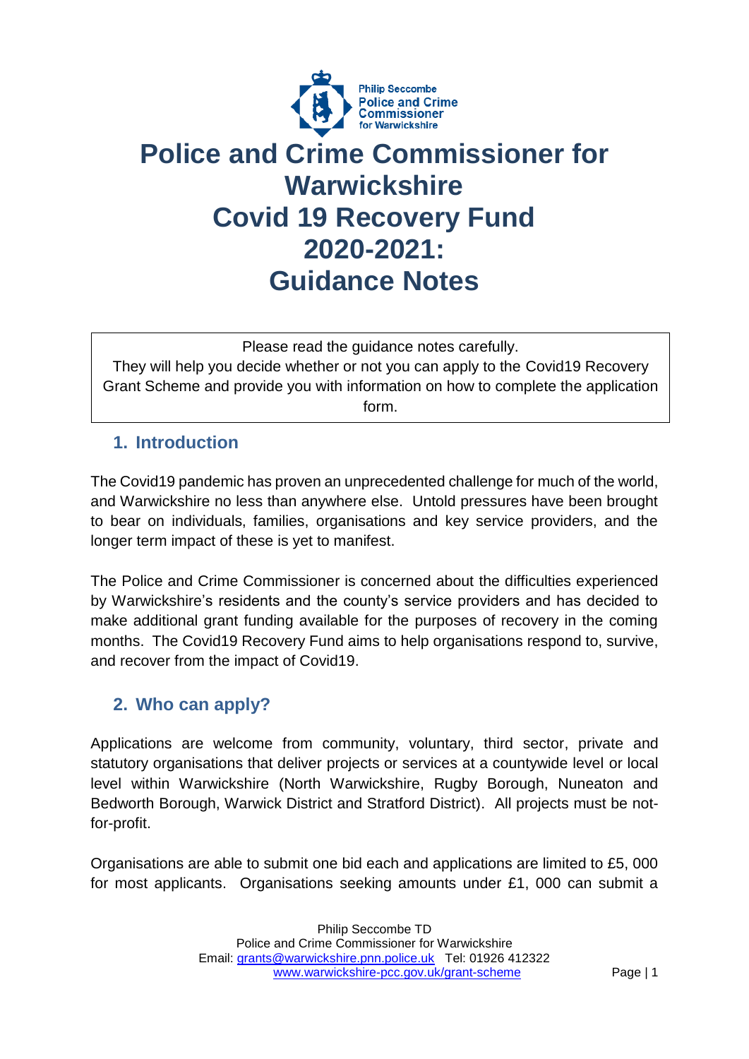# Police and Crime Commissioner for Warwickshire Covid 19 Recovery Fund 2020-2021: Guidance Notes

Please read the guidance notes carefully.
They will help you decide whether or not you can apply to the Covid19 Recovery Grant Scheme and provide you with information on how to complete the application form.

## 1. Introduction

The Covid19 pandemic has proven an unprecedented challenge for much of the world, and Warwickshire no less than anywhere else. Untold pressures have been brought to bear on individuals, families, organisations and key service providers, and the longer term impact of these is yet to manifest.

The Police and Crime Commissioner is concerned about the difficulties experienced by Warwickshire's residents and the county's service providers and has decided to make additional grant funding available for the purposes of recovery in the coming months. The Covid19 Recovery Fund aims to help organisations respond to, survive, and recover from the impact of Covid19.

## 2. Who can apply?

Applications are welcome from community, voluntary, third sector, private and statutory organisations that deliver projects or services at a countywide level or local level within Warwickshire (North Warwickshire, Rugby Borough, Nuneaton and Bedworth Borough, Warwick District and Stratford District). All projects must be not-for-profit.

Organisations are able to submit one bid each and applications are limited to £5, 000 for most applicants. Organisations seeking amounts under £1, 000 can submit a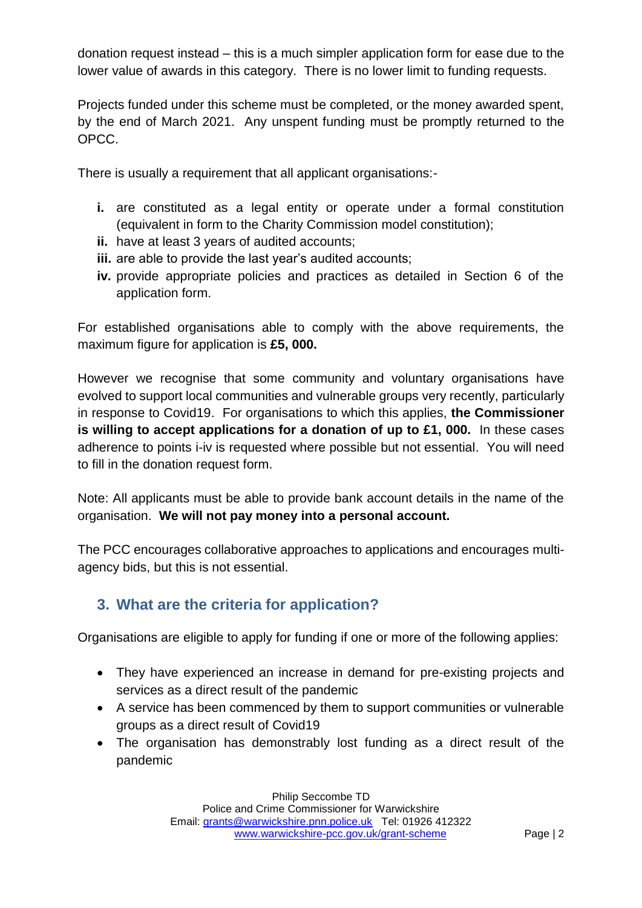donation request instead – this is a much simpler application form for ease due to the lower value of awards in this category. There is no lower limit to funding requests.

Projects funded under this scheme must be completed, or the money awarded spent, by the end of March 2021. Any unspent funding must be promptly returned to the OPCC.

There is usually a requirement that all applicant organisations:-

- **i.** are constituted as a legal entity or operate under a formal constitution (equivalent in form to the Charity Commission model constitution);
- **ii.** have at least 3 years of audited accounts;
- **iii.** are able to provide the last year's audited accounts;
- **iv.** provide appropriate policies and practices as detailed in Section 6 of the application form.

For established organisations able to comply with the above requirements, the maximum figure for application is **£5, 000.**

However we recognise that some community and voluntary organisations have evolved to support local communities and vulnerable groups very recently, particularly in response to Covid19. For organisations to which this applies, **the Commissioner is willing to accept applications for a donation of up to £1, 000.** In these cases adherence to points i-iv is requested where possible but not essential. You will need to fill in the donation request form.

Note: All applicants must be able to provide bank account details in the name of the organisation. **We will not pay money into a personal account.**

The PCC encourages collaborative approaches to applications and encourages multi-agency bids, but this is not essential.

## 3. What are the criteria for application?

Organisations are eligible to apply for funding if one or more of the following applies:

- They have experienced an increase in demand for pre-existing projects and services as a direct result of the pandemic
- A service has been commenced by them to support communities or vulnerable groups as a direct result of Covid19
- The organisation has demonstrably lost funding as a direct result of the pandemic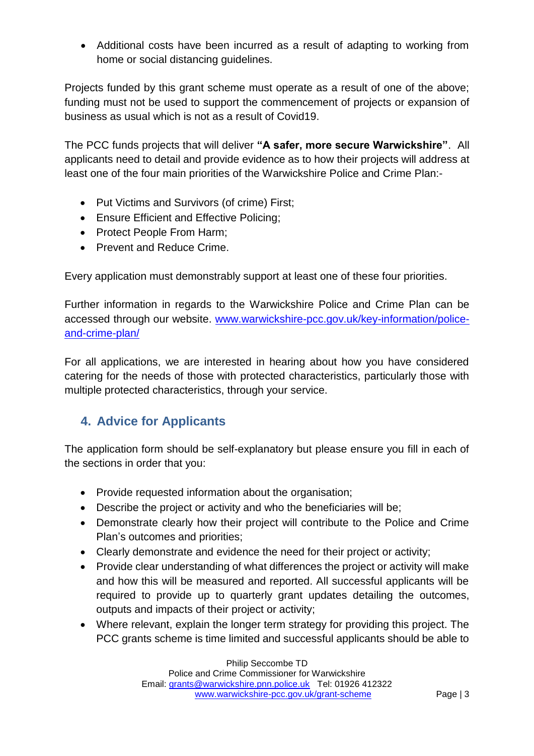- Additional costs have been incurred as a result of adapting to working from home or social distancing guidelines.

Projects funded by this grant scheme must operate as a result of one of the above; funding must not be used to support the commencement of projects or expansion of business as usual which is not as a result of Covid19.

The PCC funds projects that will deliver **"A safer, more secure Warwickshire"**. All applicants need to detail and provide evidence as to how their projects will address at least one of the four main priorities of the Warwickshire Police and Crime Plan:-

- Put Victims and Survivors (of crime) First;
- Ensure Efficient and Effective Policing;
- Protect People From Harm;
- Prevent and Reduce Crime.

Every application must demonstrably support at least one of these four priorities.

Further information in regards to the Warwickshire Police and Crime Plan can be accessed through our website. www.warwickshire-pcc.gov.uk/key-information/police-and-crime-plan/

For all applications, we are interested in hearing about how you have considered catering for the needs of those with protected characteristics, particularly those with multiple protected characteristics, through your service.

## 4. Advice for Applicants

The application form should be self-explanatory but please ensure you fill in each of the sections in order that you:

- Provide requested information about the organisation;
- Describe the project or activity and who the beneficiaries will be;
- Demonstrate clearly how their project will contribute to the Police and Crime Plan's outcomes and priorities;
- Clearly demonstrate and evidence the need for their project or activity;
- Provide clear understanding of what differences the project or activity will make and how this will be measured and reported. All successful applicants will be required to provide up to quarterly grant updates detailing the outcomes, outputs and impacts of their project or activity;
- Where relevant, explain the longer term strategy for providing this project. The PCC grants scheme is time limited and successful applicants should be able to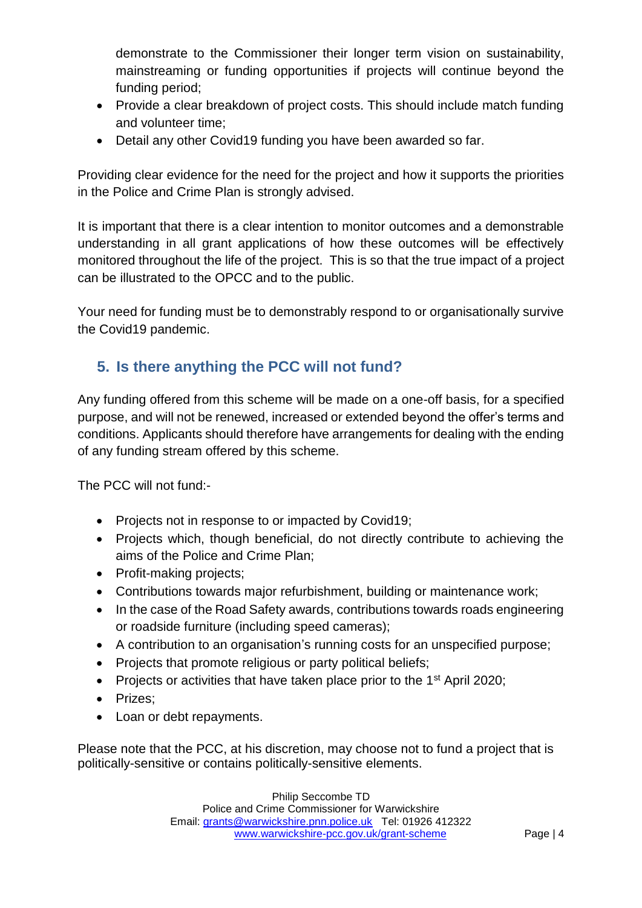demonstrate to the Commissioner their longer term vision on sustainability, mainstreaming or funding opportunities if projects will continue beyond the funding period;

- Provide a clear breakdown of project costs. This should include match funding and volunteer time;
- Detail any other Covid19 funding you have been awarded so far.

Providing clear evidence for the need for the project and how it supports the priorities in the Police and Crime Plan is strongly advised.

It is important that there is a clear intention to monitor outcomes and a demonstrable understanding in all grant applications of how these outcomes will be effectively monitored throughout the life of the project. This is so that the true impact of a project can be illustrated to the OPCC and to the public.

Your need for funding must be to demonstrably respond to or organisationally survive the Covid19 pandemic.

## 5. Is there anything the PCC will not fund?

Any funding offered from this scheme will be made on a one-off basis, for a specified purpose, and will not be renewed, increased or extended beyond the offer's terms and conditions. Applicants should therefore have arrangements for dealing with the ending of any funding stream offered by this scheme.

The PCC will not fund:-

- Projects not in response to or impacted by Covid19;
- Projects which, though beneficial, do not directly contribute to achieving the aims of the Police and Crime Plan;
- Profit-making projects;
- Contributions towards major refurbishment, building or maintenance work;
- In the case of the Road Safety awards, contributions towards roads engineering or roadside furniture (including speed cameras);
- A contribution to an organisation's running costs for an unspecified purpose;
- Projects that promote religious or party political beliefs;
- Projects or activities that have taken place prior to the 1st April 2020;
- Prizes;
- Loan or debt repayments.

Please note that the PCC, at his discretion, may choose not to fund a project that is politically-sensitive or contains politically-sensitive elements.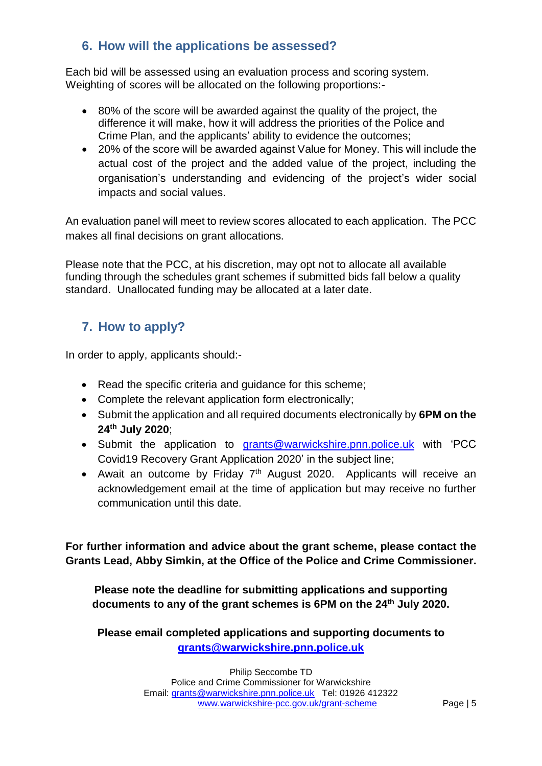## 6. How will the applications be assessed?

Each bid will be assessed using an evaluation process and scoring system. Weighting of scores will be allocated on the following proportions:-

- 80% of the score will be awarded against the quality of the project, the difference it will make, how it will address the priorities of the Police and Crime Plan, and the applicants' ability to evidence the outcomes;
- 20% of the score will be awarded against Value for Money. This will include the actual cost of the project and the added value of the project, including the organisation's understanding and evidencing of the project's wider social impacts and social values.

An evaluation panel will meet to review scores allocated to each application. The PCC makes all final decisions on grant allocations.

Please note that the PCC, at his discretion, may opt not to allocate all available funding through the schedules grant schemes if submitted bids fall below a quality standard. Unallocated funding may be allocated at a later date.

## 7. How to apply?

In order to apply, applicants should:-

- Read the specific criteria and guidance for this scheme;
- Complete the relevant application form electronically;
- Submit the application and all required documents electronically by **6PM on the 24th July 2020**;
- Submit the application to grants@warwickshire.pnn.police.uk with 'PCC Covid19 Recovery Grant Application 2020' in the subject line;
- Await an outcome by Friday 7th August 2020. Applicants will receive an acknowledgement email at the time of application but may receive no further communication until this date.

**For further information and advice about the grant scheme, please contact the Grants Lead, Abby Simkin, at the Office of the Police and Crime Commissioner.**

**Please note the deadline for submitting applications and supporting documents to any of the grant schemes is 6PM on the 24th July 2020.**

**Please email completed applications and supporting documents to grants@warwickshire.pnn.police.uk**

Philip Seccombe TD
Police and Crime Commissioner for Warwickshire
Email: grants@warwickshire.pnn.police.uk Tel: 01926 412322
www.warwickshire-pcc.gov.uk/grant-scheme